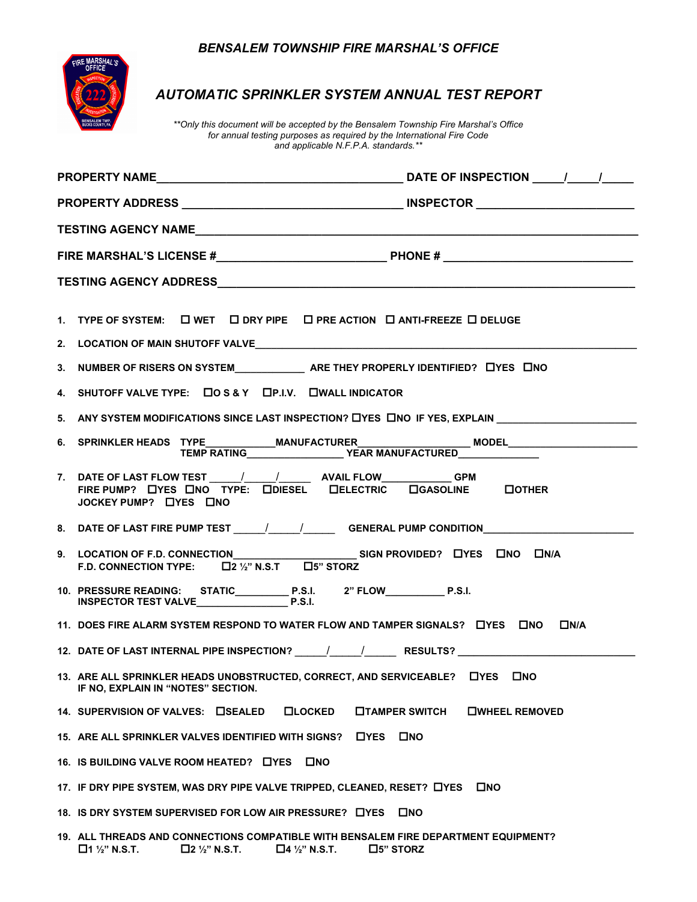***BENSALEM TOWNSHIP FIRE MARSHAL'S OFFICE***

# ***AUTOMATIC SPRINKLER SYSTEM ANNUAL TEST REPORT***

*\*\*Only this document will be accepted by the Bensalem Township Fire Marshal's Office for annual testing purposes as required by the International Fire Code and applicable N.F.P.A. standards.\*\**

**PROPERTY NAME**\_\_\_\_\_\_\_\_\_\_\_\_\_\_\_\_\_\_\_\_\_\_\_\_\_\_\_\_\_\_\_\_\_\_\_\_\_\_\_\_ **DATE OF INSPECTION** \_\_\_\_\_/\_\_\_\_\_/\_\_\_\_\_

**PROPERTY ADDRESS** \_\_\_\_\_\_\_\_\_\_\_\_\_\_\_\_\_\_\_\_\_\_\_\_\_\_\_\_\_\_\_\_\_\_\_\_ **INSPECTOR** \_\_\_\_\_\_\_\_\_\_\_\_\_\_\_\_\_\_\_\_\_\_\_\_\_\_

**TESTING AGENCY NAME**\_\_\_\_\_\_\_\_\_\_\_\_\_\_\_\_\_\_\_\_\_\_\_\_\_\_\_\_\_\_\_\_\_\_\_\_\_\_\_\_\_\_\_\_\_\_\_\_\_\_\_\_\_\_\_\_\_\_\_\_\_\_\_\_\_\_\_\_

**FIRE MARSHAL'S LICENSE #**\_\_\_\_\_\_\_\_\_\_\_\_\_\_\_\_\_\_\_\_\_\_\_\_\_\_\_\_ **PHONE #** \_\_\_\_\_\_\_\_\_\_\_\_\_\_\_\_\_\_\_\_\_\_\_\_\_\_\_\_\_\_\_

**TESTING AGENCY ADDRESS**\_\_\_\_\_\_\_\_\_\_\_\_\_\_\_\_\_\_\_\_\_\_\_\_\_\_\_\_\_\_\_\_\_\_\_\_\_\_\_\_\_\_\_\_\_\_\_\_\_\_\_\_\_\_\_\_\_\_\_\_\_\_\_\_\_

1. **TYPE OF SYSTEM:** ☐ **WET** ☐ **DRY PIPE** ☐ **PRE ACTION** ☐ **ANTI-FREEZE** ☐ **DELUGE**
2. **LOCATION OF MAIN SHUTOFF VALVE**\_\_\_\_\_\_\_\_\_\_\_\_\_\_\_\_\_\_\_\_\_\_\_\_\_\_\_\_\_\_\_\_\_\_\_\_\_\_\_\_\_\_\_\_\_\_\_\_\_\_\_\_\_\_\_\_\_\_\_\_\_\_
3. **NUMBER OF RISERS ON SYSTEM**\_\_\_\_\_\_\_\_\_\_\_\_\_ **ARE THEY PROPERLY IDENTIFIED?** ☐**YES** ☐**NO**
4. **SHUTOFF VALVE TYPE:** ☐**O S & Y** ☐**P.I.V.** ☐**WALL INDICATOR**
5. **ANY SYSTEM MODIFICATIONS SINCE LAST INSPECTION?** ☐**YES** ☐**NO IF YES, EXPLAIN** \_\_\_\_\_\_\_\_\_\_\_\_\_\_\_\_\_\_\_\_\_\_\_\_\_
6. **SPRINKLER HEADS TYPE**\_\_\_\_\_\_\_\_\_\_\_\_**MANUFACTURER**\_\_\_\_\_\_\_\_\_\_\_\_\_\_\_\_\_\_\_\_ **MODEL**\_\_\_\_\_\_\_\_\_\_\_\_\_\_\_\_\_\_\_\_\_\_
   **TEMP RATING**\_\_\_\_\_\_\_\_\_\_\_\_\_\_\_\_\_ **YEAR MANUFACTURED**\_\_\_\_\_\_\_\_\_\_\_\_\_\_
7. **DATE OF LAST FLOW TEST** \_\_\_\_\_/\_\_\_\_\_/\_\_\_\_\_\_ **AVAIL FLOW**\_\_\_\_\_\_\_\_\_\_\_\_\_ **GPM**
   **FIRE PUMP?** ☐**YES** ☐**NO TYPE:** ☐**DIESEL** ☐**ELECTRIC** ☐**GASOLINE** ☐**OTHER**
   **JOCKEY PUMP?** ☐**YES** ☐**NO**
8. **DATE OF LAST FIRE PUMP TEST** \_\_\_\_\_/\_\_\_\_\_/\_\_\_\_\_\_ **GENERAL PUMP CONDITION**\_\_\_\_\_\_\_\_\_\_\_\_\_\_\_\_\_\_\_\_\_\_\_\_\_\_\_
9. **LOCATION OF F.D. CONNECTION**\_\_\_\_\_\_\_\_\_\_\_\_\_\_\_\_\_\_\_\_\_\_ **SIGN PROVIDED?** ☐**YES** ☐**NO** ☐**N/A**
   **F.D. CONNECTION TYPE:** ☐**2 ½" N.S.T** ☐**5" STORZ**
10. **PRESSURE READING: STATIC**\_\_\_\_\_\_\_\_\_\_ **P.S.I. 2" FLOW**\_\_\_\_\_\_\_\_\_\_\_ **P.S.I.**
    **INSPECTOR TEST VALVE**\_\_\_\_\_\_\_\_\_\_\_\_\_\_\_\_\_ **P.S.I.**
11. **DOES FIRE ALARM SYSTEM RESPOND TO WATER FLOW AND TAMPER SIGNALS?** ☐**YES** ☐**NO** ☐**N/A**
12. **DATE OF LAST INTERNAL PIPE INSPECTION?** \_\_\_\_\_/\_\_\_\_\_/\_\_\_\_\_\_ **RESULTS?** \_\_\_\_\_\_\_\_\_\_\_\_\_\_\_\_\_\_\_\_\_\_\_\_\_\_\_\_\_\_\_\_\_
13. **ARE ALL SPRINKLER HEADS UNOBSTRUCTED, CORRECT, AND SERVICEABLE?** ☐**YES** ☐**NO**
    **IF NO, EXPLAIN IN "NOTES" SECTION.**
14. **SUPERVISION OF VALVES:** ☐**SEALED** ☐**LOCKED** ☐**TAMPER SWITCH** ☐**WHEEL REMOVED**
15. **ARE ALL SPRINKLER VALVES IDENTIFIED WITH SIGNS?** ☐**YES** ☐**NO**
16. **IS BUILDING VALVE ROOM HEATED?** ☐**YES** ☐**NO**
17. **IF DRY PIPE SYSTEM, WAS DRY PIPE VALVE TRIPPED, CLEANED, RESET?** ☐**YES** ☐**NO**
18. **IS DRY SYSTEM SUPERVISED FOR LOW AIR PRESSURE?** ☐**YES** ☐**NO**
19. **ALL THREADS AND CONNECTIONS COMPATIBLE WITH BENSALEM FIRE DEPARTMENT EQUIPMENT?**
    ☐**1 ½" N.S.T.** ☐**2 ½" N.S.T.** ☐**4 ½" N.S.T.** ☐**5" STORZ**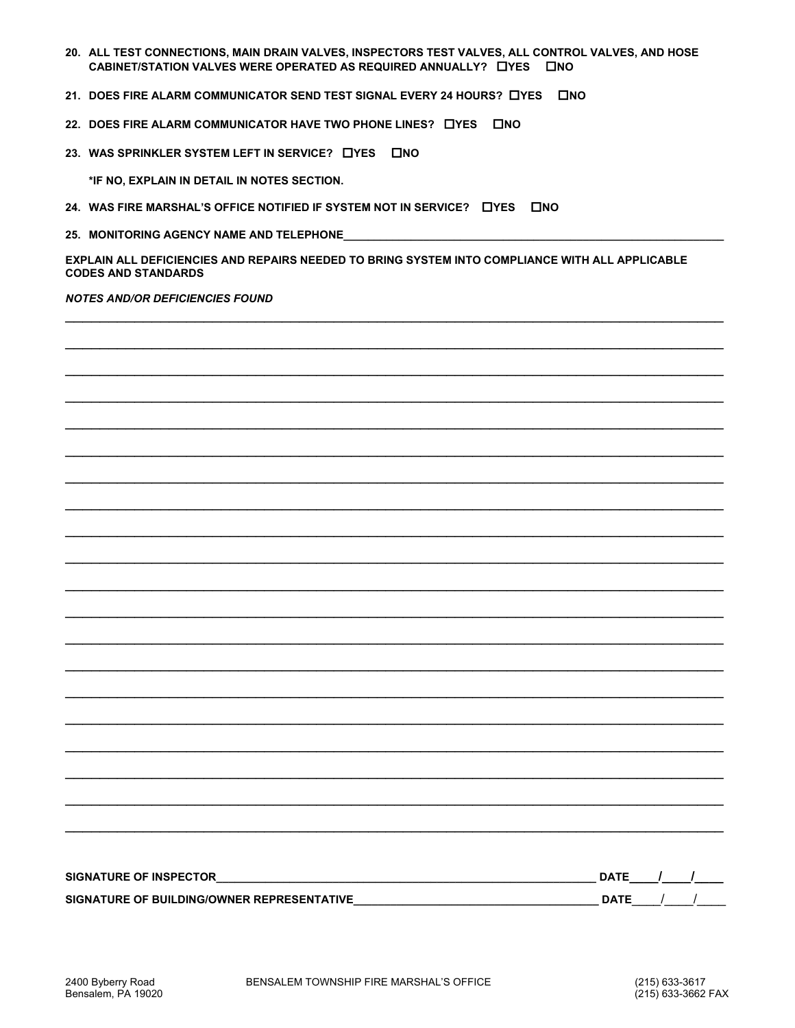**20. ALL TEST CONNECTIONS, MAIN DRAIN VALVES, INSPECTORS TEST VALVES, ALL CONTROL VALVES, AND HOSE CABINET/STATION VALVES WERE OPERATED AS REQUIRED ANNUALLY? ☐YES ☐NO**

**21. DOES FIRE ALARM COMMUNICATOR SEND TEST SIGNAL EVERY 24 HOURS? ☐YES ☐NO**

**22. DOES FIRE ALARM COMMUNICATOR HAVE TWO PHONE LINES? ☐YES ☐NO**

**23. WAS SPRINKLER SYSTEM LEFT IN SERVICE? ☐YES ☐NO**

**\*IF NO, EXPLAIN IN DETAIL IN NOTES SECTION.**

**24. WAS FIRE MARSHAL'S OFFICE NOTIFIED IF SYSTEM NOT IN SERVICE? ☐YES ☐NO**

**25. MONITORING AGENCY NAME AND TELEPHONE**_______________________________________________

**EXPLAIN ALL DEFICIENCIES AND REPAIRS NEEDED TO BRING SYSTEM INTO COMPLIANCE WITH ALL APPLICABLE CODES AND STANDARDS**

***NOTES AND/OR DEFICIENCIES FOUND***

_____________________________________________________________________________

_____________________________________________________________________________

_____________________________________________________________________________

_____________________________________________________________________________

_____________________________________________________________________________

_____________________________________________________________________________

_____________________________________________________________________________

_____________________________________________________________________________

_____________________________________________________________________________

_____________________________________________________________________________

_____________________________________________________________________________

_____________________________________________________________________________

_____________________________________________________________________________

_____________________________________________________________________________

_____________________________________________________________________________

_____________________________________________________________________________

_____________________________________________________________________________

_____________________________________________________________________________

_____________________________________________________________________________

_____________________________________________________________________________

**SIGNATURE OF INSPECTOR**_______________________________________________ **DATE**____/____/____

**SIGNATURE OF BUILDING/OWNER REPRESENTATIVE**______________________________ **DATE**____/____/____

2400 Byberry Road
Bensalem, PA 19020

BENSALEM TOWNSHIP FIRE MARSHAL'S OFFICE

(215) 633-3617
(215) 633-3662 FAX